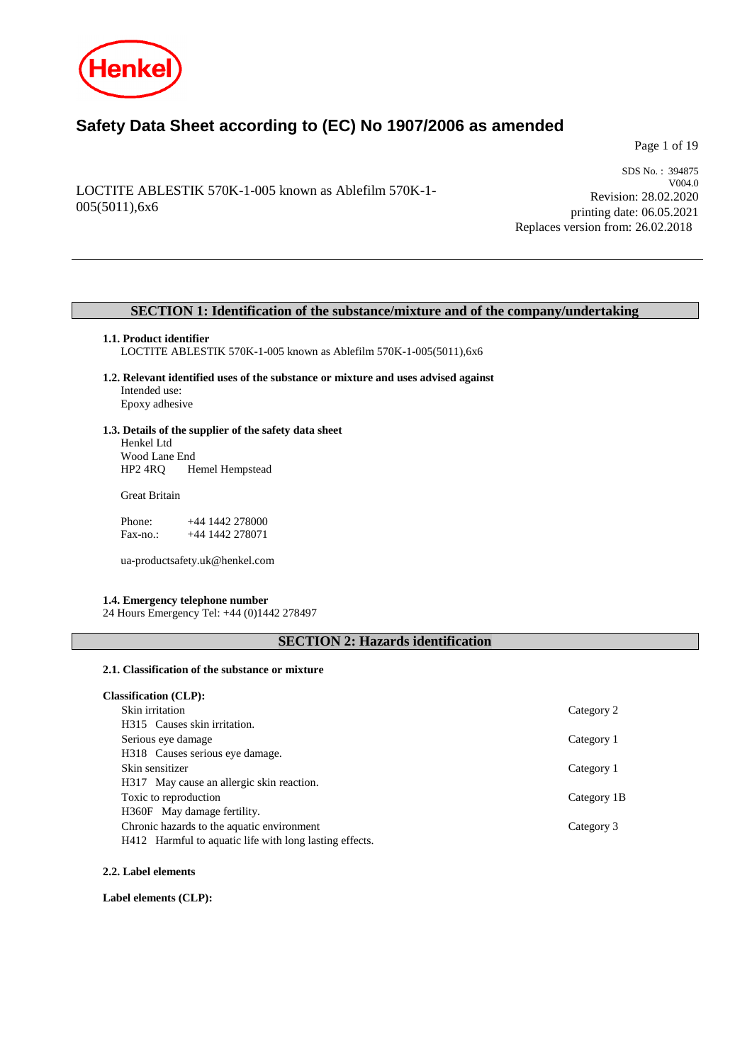# Safety Data Sheet according to (EC) No 1907/2006 as amended

LOCTITE ABLESTIK 570K-1-005 known as Ablefilm 570K-1-005(5011),6x6

SDS No. : 394875
V004.0
Revision: 28.02.2020
printing date: 06.05.2021
Replaces version from: 26.02.2018

## SECTION 1: Identification of the substance/mixture and of the company/undertaking

**1.1. Product identifier**
LOCTITE ABLESTIK 570K-1-005 known as Ablefilm 570K-1-005(5011),6x6

**1.2. Relevant identified uses of the substance or mixture and uses advised against**
Intended use:
Epoxy adhesive

**1.3. Details of the supplier of the safety data sheet**
Henkel Ltd
Wood Lane End
HP2 4RQ Hemel Hempstead

Great Britain

Phone: +44 1442 278000
Fax-no.: +44 1442 278071

ua-productsafety.uk@henkel.com

**1.4. Emergency telephone number**
24 Hours Emergency Tel: +44 (0)1442 278497

## SECTION 2: Hazards identification

**2.1. Classification of the substance or mixture**

**Classification (CLP):**

| | |
|---|---|
| Skin irritation<br>H315 Causes skin irritation. | Category 2 |
| Serious eye damage<br>H318 Causes serious eye damage. | Category 1 |
| Skin sensitizer<br>H317 May cause an allergic skin reaction. | Category 1 |
| Toxic to reproduction<br>H360F May damage fertility. | Category 1B |
| Chronic hazards to the aquatic environment<br>H412 Harmful to aquatic life with long lasting effects. | Category 3 |

**2.2. Label elements**

**Label elements (CLP):**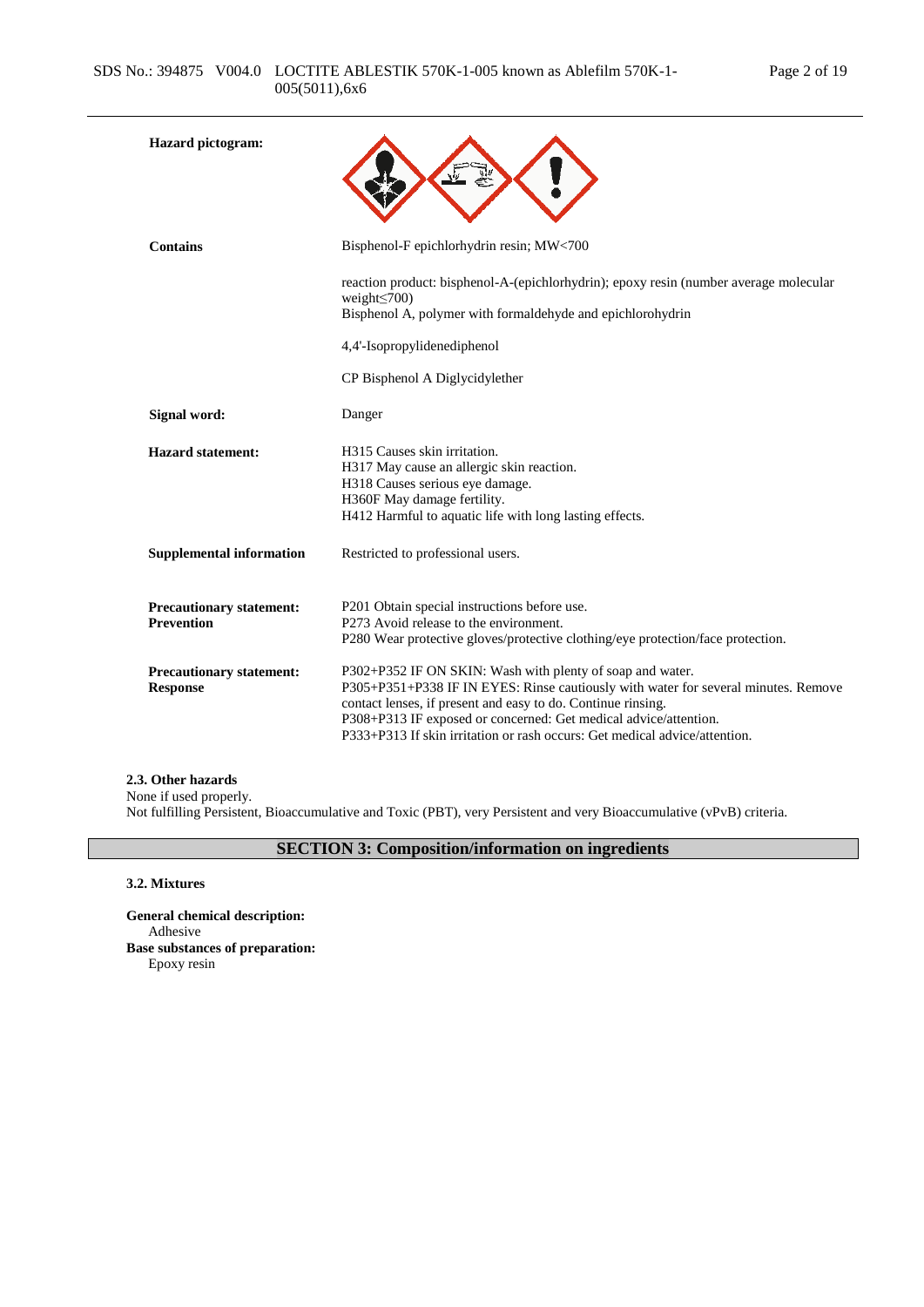**Hazard pictogram:**

**Contains**

Bisphenol-F epichlorhydrin resin; MW<700

reaction product: bisphenol-A-(epichlorhydrin); epoxy resin (number average molecular weight≤700)
Bisphenol A, polymer with formaldehyde and epichlorohydrin

4,4'-Isopropylidenediphenol

CP Bisphenol A Diglycidylether

**Signal word:** Danger

**Hazard statement:**

H315 Causes skin irritation.
H317 May cause an allergic skin reaction.
H318 Causes serious eye damage.
H360F May damage fertility.
H412 Harmful to aquatic life with long lasting effects.

**Supplemental information**

Restricted to professional users.

**Precautionary statement: Prevention**

P201 Obtain special instructions before use.
P273 Avoid release to the environment.
P280 Wear protective gloves/protective clothing/eye protection/face protection.

**Precautionary statement: Response**

P302+P352 IF ON SKIN: Wash with plenty of soap and water.
P305+P351+P338 IF IN EYES: Rinse cautiously with water for several minutes. Remove contact lenses, if present and easy to do. Continue rinsing.
P308+P313 IF exposed or concerned: Get medical advice/attention.
P333+P313 If skin irritation or rash occurs: Get medical advice/attention.

### 2.3. Other hazards

None if used properly.
Not fulfilling Persistent, Bioaccumulative and Toxic (PBT), very Persistent and very Bioaccumulative (vPvB) criteria.

## SECTION 3: Composition/information on ingredients

### 3.2. Mixtures

**General chemical description:**
Adhesive
**Base substances of preparation:**
Epoxy resin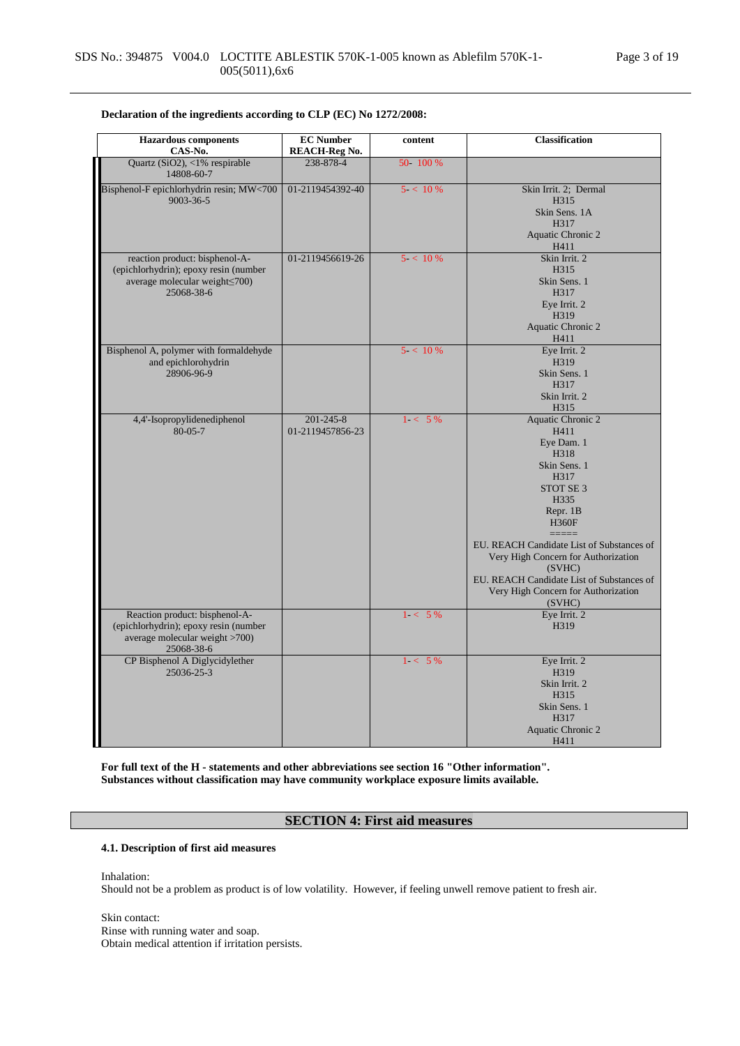**Declaration of the ingredients according to CLP (EC) No 1272/2008:**

| Hazardous components<br>CAS-No. | EC Number<br>REACH-Reg No. | content | Classification |
|---|---|---|---|
| Quartz (SiO2), <1% respirable<br>14808-60-7 | 238-878-4 | 50- 100 % | |
| Bisphenol-F epichlorhydrin resin; MW<700<br>9003-36-5 | 01-2119454392-40 | 5- < 10 % | Skin Irrit. 2; Dermal<br>H315<br>Skin Sens. 1A<br>H317<br>Aquatic Chronic 2<br>H411 |
| reaction product: bisphenol-A-(epichlorhydrin); epoxy resin (number average molecular weight≤700)<br>25068-38-6 | 01-2119456619-26 | 5- < 10 % | Skin Irrit. 2<br>H315<br>Skin Sens. 1<br>H317<br>Eye Irrit. 2<br>H319<br>Aquatic Chronic 2<br>H411 |
| Bisphenol A, polymer with formaldehyde and epichlorohydrin<br>28906-96-9 | | 5- < 10 % | Eye Irrit. 2<br>H319<br>Skin Sens. 1<br>H317<br>Skin Irrit. 2<br>H315 |
| 4,4'-Isopropylidenediphenol<br>80-05-7 | 201-245-8<br>01-2119457856-23 | 1- < 5 % | Aquatic Chronic 2<br>H411<br>Eye Dam. 1<br>H318<br>Skin Sens. 1<br>H317<br>STOT SE 3<br>H335<br>Repr. 1B<br>H360F<br>=====<br>EU. REACH Candidate List of Substances of Very High Concern for Authorization (SVHC)<br>EU. REACH Candidate List of Substances of Very High Concern for Authorization (SVHC) |
| Reaction product: bisphenol-A-(epichlorhydrin); epoxy resin (number average molecular weight >700)<br>25068-38-6 | | 1- < 5 % | Eye Irrit. 2<br>H319 |
| CP Bisphenol A Diglycidylether<br>25036-25-3 | | 1- < 5 % | Eye Irrit. 2<br>H319<br>Skin Irrit. 2<br>H315<br>Skin Sens. 1<br>H317<br>Aquatic Chronic 2<br>H411 |

**For full text of the H - statements and other abbreviations see section 16 "Other information".**
**Substances without classification may have community workplace exposure limits available.**

## SECTION 4: First aid measures

### 4.1. Description of first aid measures

Inhalation:
Should not be a problem as product is of low volatility. However, if feeling unwell remove patient to fresh air.

Skin contact:
Rinse with running water and soap.
Obtain medical attention if irritation persists.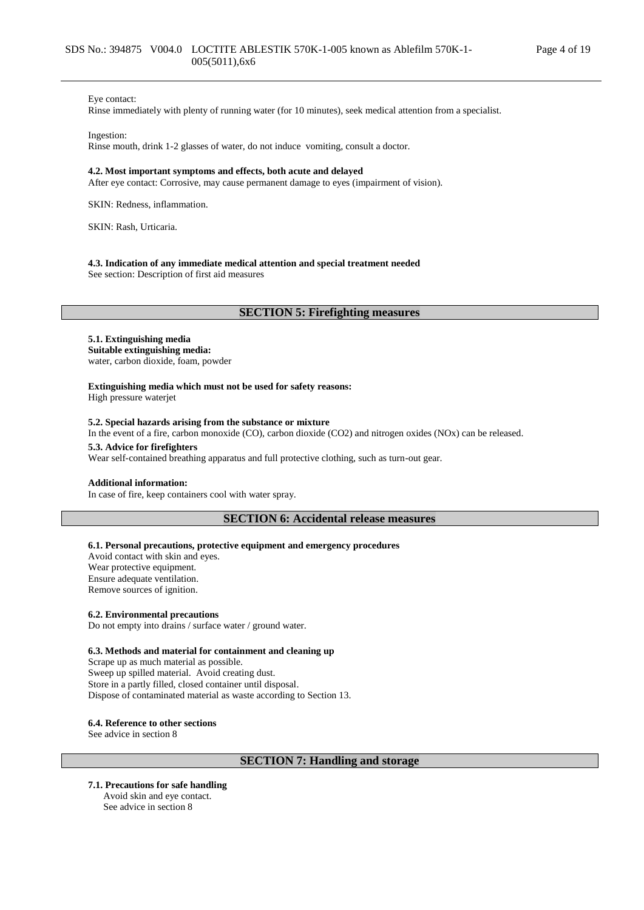Eye contact:
Rinse immediately with plenty of running water (for 10 minutes), seek medical attention from a specialist.

Ingestion:
Rinse mouth, drink 1-2 glasses of water, do not induce vomiting, consult a doctor.

**4.2. Most important symptoms and effects, both acute and delayed**
After eye contact: Corrosive, may cause permanent damage to eyes (impairment of vision).

SKIN: Redness, inflammation.

SKIN: Rash, Urticaria.

**4.3. Indication of any immediate medical attention and special treatment needed**
See section: Description of first aid measures

## SECTION 5: Firefighting measures

**5.1. Extinguishing media**
**Suitable extinguishing media:**
water, carbon dioxide, foam, powder

**Extinguishing media which must not be used for safety reasons:**
High pressure waterjet

**5.2. Special hazards arising from the substance or mixture**
In the event of a fire, carbon monoxide (CO), carbon dioxide ($CO_2$) and nitrogen oxides ($NO_x$) can be released.

**5.3. Advice for firefighters**
Wear self-contained breathing apparatus and full protective clothing, such as turn-out gear.

**Additional information:**
In case of fire, keep containers cool with water spray.

## SECTION 6: Accidental release measures

**6.1. Personal precautions, protective equipment and emergency procedures**
Avoid contact with skin and eyes.
Wear protective equipment.
Ensure adequate ventilation.
Remove sources of ignition.

**6.2. Environmental precautions**
Do not empty into drains / surface water / ground water.

**6.3. Methods and material for containment and cleaning up**
Scrape up as much material as possible.
Sweep up spilled material. Avoid creating dust.
Store in a partly filled, closed container until disposal.
Dispose of contaminated material as waste according to Section 13.

**6.4. Reference to other sections**
See advice in section 8

## SECTION 7: Handling and storage

**7.1. Precautions for safe handling**
Avoid skin and eye contact.
See advice in section 8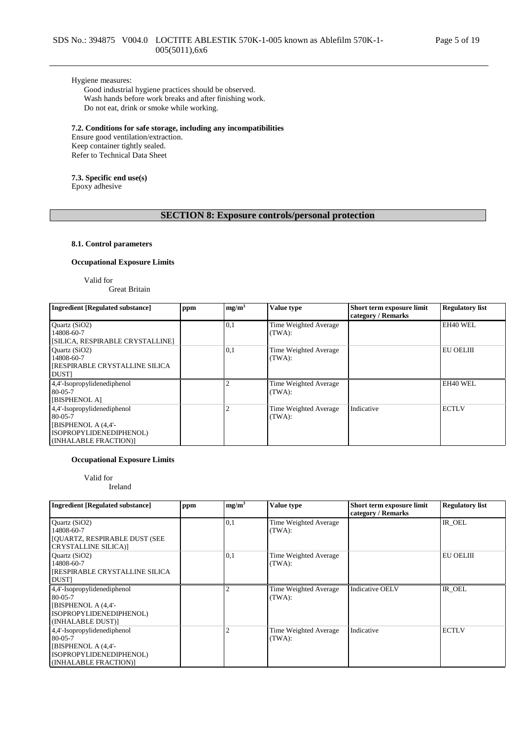Hygiene measures:

Good industrial hygiene practices should be observed.
Wash hands before work breaks and after finishing work.
Do not eat, drink or smoke while working.

**7.2. Conditions for safe storage, including any incompatibilities**

Ensure good ventilation/extraction.
Keep container tightly sealed.
Refer to Technical Data Sheet

**7.3. Specific end use(s)**

Epoxy adhesive

## SECTION 8: Exposure controls/personal protection

**8.1. Control parameters**

**Occupational Exposure Limits**

Valid for
Great Britain

| Ingredient [Regulated substance] | ppm | $mg/m^3$ | Value type | Short term exposure limit category / Remarks | Regulatory list |
|---|---|---|---|---|---|
| Quartz (SiO2)<br>14808-60-7<br>[SILICA, RESPIRABLE CRYSTALLINE] | | 0,1 | Time Weighted Average (TWA): | | EH40 WEL |
| Quartz (SiO2)<br>14808-60-7<br>[RESPIRABLE CRYSTALLINE SILICA DUST] | | 0,1 | Time Weighted Average (TWA): | | EU OELIII |
| 4,4'-Isopropylidenediphenol<br>80-05-7<br>[BISPHENOL A] | | 2 | Time Weighted Average (TWA): | | EH40 WEL |
| 4,4'-Isopropylidenediphenol<br>80-05-7<br>[BISPHENOL A (4,4'-ISOPROPYLIDENEDIPHENOL) (INHALABLE FRACTION)] | | 2 | Time Weighted Average (TWA): | Indicative | ECTLV |

**Occupational Exposure Limits**

Valid for
Ireland

| Ingredient [Regulated substance] | ppm | $mg/m^3$ | Value type | Short term exposure limit category / Remarks | Regulatory list |
|---|---|---|---|---|---|
| Quartz (SiO2)<br>14808-60-7<br>[QUARTZ, RESPIRABLE DUST (SEE CRYSTALLINE SILICA)] | | 0,1 | Time Weighted Average (TWA): | | IR_OEL |
| Quartz (SiO2)<br>14808-60-7<br>[RESPIRABLE CRYSTALLINE SILICA DUST] | | 0,1 | Time Weighted Average (TWA): | | EU OELIII |
| 4,4'-Isopropylidenediphenol<br>80-05-7<br>[BISPHENOL A (4,4'-ISOPROPYLIDENEDIPHENOL) (INHALABLE DUST)] | | 2 | Time Weighted Average (TWA): | Indicative OELV | IR_OEL |
| 4,4'-Isopropylidenediphenol<br>80-05-7<br>[BISPHENOL A (4,4'-ISOPROPYLIDENEDIPHENOL) (INHALABLE FRACTION)] | | 2 | Time Weighted Average (TWA): | Indicative | ECTLV |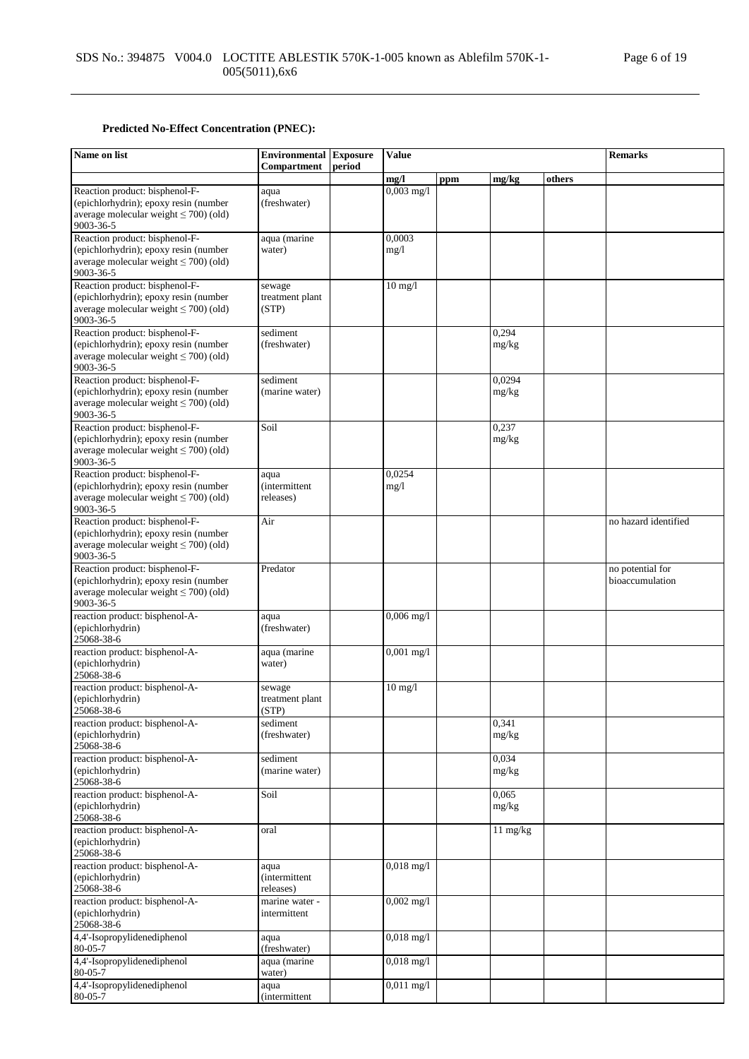**Predicted No-Effect Concentration (PNEC):**

| Name on list | Environmental Compartment | Exposure period | Value | | | | Remarks |
|---|---|---|---|---|---|---|---|
| | | | mg/l | ppm | mg/kg | others | |
| Reaction product: bisphenol-F-(epichlorhydrin); epoxy resin (number average molecular weight ≤ 700) (old) 9003-36-5 | aqua (freshwater) | | 0,003 mg/l | | | | |
| Reaction product: bisphenol-F-(epichlorhydrin); epoxy resin (number average molecular weight ≤ 700) (old) 9003-36-5 | aqua (marine water) | | 0,0003 mg/l | | | | |
| Reaction product: bisphenol-F-(epichlorhydrin); epoxy resin (number average molecular weight ≤ 700) (old) 9003-36-5 | sewage treatment plant (STP) | | 10 mg/l | | | | |
| Reaction product: bisphenol-F-(epichlorhydrin); epoxy resin (number average molecular weight ≤ 700) (old) 9003-36-5 | sediment (freshwater) | | | | 0,294 mg/kg | | |
| Reaction product: bisphenol-F-(epichlorhydrin); epoxy resin (number average molecular weight ≤ 700) (old) 9003-36-5 | sediment (marine water) | | | | 0,0294 mg/kg | | |
| Reaction product: bisphenol-F-(epichlorhydrin); epoxy resin (number average molecular weight ≤ 700) (old) 9003-36-5 | Soil | | | | 0,237 mg/kg | | |
| Reaction product: bisphenol-F-(epichlorhydrin); epoxy resin (number average molecular weight ≤ 700) (old) 9003-36-5 | aqua (intermittent releases) | | 0,0254 mg/l | | | | |
| Reaction product: bisphenol-F-(epichlorhydrin); epoxy resin (number average molecular weight ≤ 700) (old) 9003-36-5 | Air | | | | | | no hazard identified |
| Reaction product: bisphenol-F-(epichlorhydrin); epoxy resin (number average molecular weight ≤ 700) (old) 9003-36-5 | Predator | | | | | | no potential for bioaccumulation |
| reaction product: bisphenol-A-(epichlorhydrin) 25068-38-6 | aqua (freshwater) | | 0,006 mg/l | | | | |
| reaction product: bisphenol-A-(epichlorhydrin) 25068-38-6 | aqua (marine water) | | 0,001 mg/l | | | | |
| reaction product: bisphenol-A-(epichlorhydrin) 25068-38-6 | sewage treatment plant (STP) | | 10 mg/l | | | | |
| reaction product: bisphenol-A-(epichlorhydrin) 25068-38-6 | sediment (freshwater) | | | | 0,341 mg/kg | | |
| reaction product: bisphenol-A-(epichlorhydrin) 25068-38-6 | sediment (marine water) | | | | 0,034 mg/kg | | |
| reaction product: bisphenol-A-(epichlorhydrin) 25068-38-6 | Soil | | | | 0,065 mg/kg | | |
| reaction product: bisphenol-A-(epichlorhydrin) 25068-38-6 | oral | | | | 11 mg/kg | | |
| reaction product: bisphenol-A-(epichlorhydrin) 25068-38-6 | aqua (intermittent releases) | | 0,018 mg/l | | | | |
| reaction product: bisphenol-A-(epichlorhydrin) 25068-38-6 | marine water - intermittent | | 0,002 mg/l | | | | |
| 4,4'-Isopropylidenediphenol 80-05-7 | aqua (freshwater) | | 0,018 mg/l | | | | |
| 4,4'-Isopropylidenediphenol 80-05-7 | aqua (marine water) | | 0,018 mg/l | | | | |
| 4,4'-Isopropylidenediphenol 80-05-7 | aqua (intermittent | | 0,011 mg/l | | | | |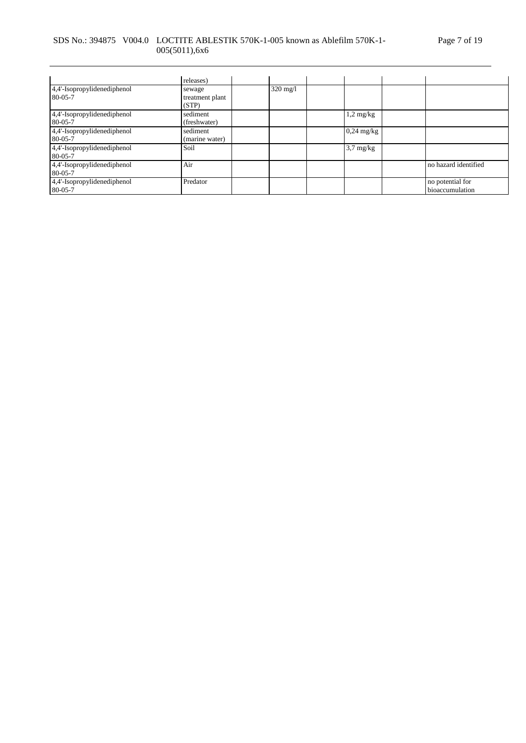| | releases) | | | | | | |
|---|---|---|---|---|---|---|---|
| 4,4'-Isopropylidenediphenol<br>80-05-7 | sewage treatment plant (STP) | | 320 mg/l | | | | |
| 4,4'-Isopropylidenediphenol<br>80-05-7 | sediment (freshwater) | | | | 1,2 mg/kg | | |
| 4,4'-Isopropylidenediphenol<br>80-05-7 | sediment (marine water) | | | | 0,24 mg/kg | | |
| 4,4'-Isopropylidenediphenol<br>80-05-7 | Soil | | | | 3,7 mg/kg | | |
| 4,4'-Isopropylidenediphenol<br>80-05-7 | Air | | | | | | no hazard identified |
| 4,4'-Isopropylidenediphenol<br>80-05-7 | Predator | | | | | | no potential for bioaccumulation |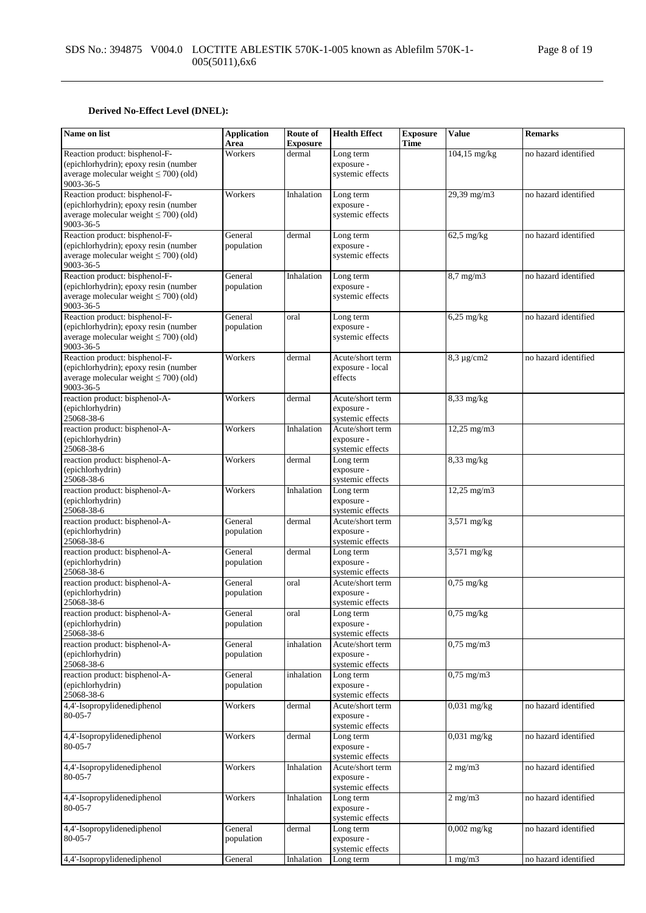**Derived No-Effect Level (DNEL):**

| Name on list | Application Area | Route of Exposure | Health Effect | Exposure Time | Value | Remarks |
|---|---|---|---|---|---|---|
| Reaction product: bisphenol-F-(epichlorhydrin); epoxy resin (number average molecular weight ≤ 700) (old) 9003-36-5 | Workers | dermal | Long term exposure - systemic effects | | 104,15 mg/kg | no hazard identified |
| Reaction product: bisphenol-F-(epichlorhydrin); epoxy resin (number average molecular weight ≤ 700) (old) 9003-36-5 | Workers | Inhalation | Long term exposure - systemic effects | | 29,39 mg/m3 | no hazard identified |
| Reaction product: bisphenol-F-(epichlorhydrin); epoxy resin (number average molecular weight ≤ 700) (old) 9003-36-5 | General population | dermal | Long term exposure - systemic effects | | 62,5 mg/kg | no hazard identified |
| Reaction product: bisphenol-F-(epichlorhydrin); epoxy resin (number average molecular weight ≤ 700) (old) 9003-36-5 | General population | Inhalation | Long term exposure - systemic effects | | 8,7 mg/m3 | no hazard identified |
| Reaction product: bisphenol-F-(epichlorhydrin); epoxy resin (number average molecular weight ≤ 700) (old) 9003-36-5 | General population | oral | Long term exposure - systemic effects | | 6,25 mg/kg | no hazard identified |
| Reaction product: bisphenol-F-(epichlorhydrin); epoxy resin (number average molecular weight ≤ 700) (old) 9003-36-5 | Workers | dermal | Acute/short term exposure - local effects | | 8,3 µg/cm2 | no hazard identified |
| reaction product: bisphenol-A-(epichlorhydrin) 25068-38-6 | Workers | dermal | Acute/short term exposure - systemic effects | | 8,33 mg/kg | |
| reaction product: bisphenol-A-(epichlorhydrin) 25068-38-6 | Workers | Inhalation | Acute/short term exposure - systemic effects | | 12,25 mg/m3 | |
| reaction product: bisphenol-A-(epichlorhydrin) 25068-38-6 | Workers | dermal | Long term exposure - systemic effects | | 8,33 mg/kg | |
| reaction product: bisphenol-A-(epichlorhydrin) 25068-38-6 | Workers | Inhalation | Long term exposure - systemic effects | | 12,25 mg/m3 | |
| reaction product: bisphenol-A-(epichlorhydrin) 25068-38-6 | General population | dermal | Acute/short term exposure - systemic effects | | 3,571 mg/kg | |
| reaction product: bisphenol-A-(epichlorhydrin) 25068-38-6 | General population | dermal | Long term exposure - systemic effects | | 3,571 mg/kg | |
| reaction product: bisphenol-A-(epichlorhydrin) 25068-38-6 | General population | oral | Acute/short term exposure - systemic effects | | 0,75 mg/kg | |
| reaction product: bisphenol-A-(epichlorhydrin) 25068-38-6 | General population | oral | Long term exposure - systemic effects | | 0,75 mg/kg | |
| reaction product: bisphenol-A-(epichlorhydrin) 25068-38-6 | General population | inhalation | Acute/short term exposure - systemic effects | | 0,75 mg/m3 | |
| reaction product: bisphenol-A-(epichlorhydrin) 25068-38-6 | General population | inhalation | Long term exposure - systemic effects | | 0,75 mg/m3 | |
| 4,4'-Isopropylidenediphenol 80-05-7 | Workers | dermal | Acute/short term exposure - systemic effects | | 0,031 mg/kg | no hazard identified |
| 4,4'-Isopropylidenediphenol 80-05-7 | Workers | dermal | Long term exposure - systemic effects | | 0,031 mg/kg | no hazard identified |
| 4,4'-Isopropylidenediphenol 80-05-7 | Workers | Inhalation | Acute/short term exposure - systemic effects | | 2 mg/m3 | no hazard identified |
| 4,4'-Isopropylidenediphenol 80-05-7 | Workers | Inhalation | Long term exposure - systemic effects | | 2 mg/m3 | no hazard identified |
| 4,4'-Isopropylidenediphenol 80-05-7 | General population | dermal | Long term exposure - systemic effects | | 0,002 mg/kg | no hazard identified |
| 4,4'-Isopropylidenediphenol | General | Inhalation | Long term | | 1 mg/m3 | no hazard identified |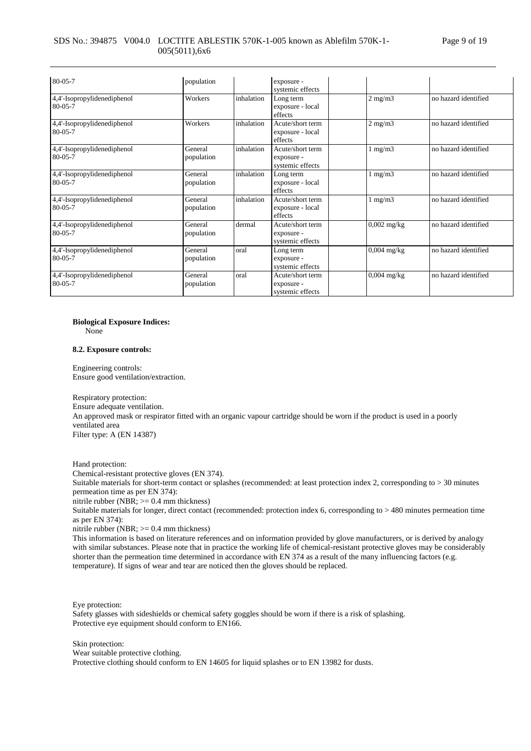| | | | | | | |
|---|---|---|---|---|---|---|
| 80-05-7 | population | | exposure - systemic effects | | | |
| 4,4'-Isopropylidenediphenol 80-05-7 | Workers | inhalation | Long term exposure - local effects | | 2 mg/m3 | no hazard identified |
| 4,4'-Isopropylidenediphenol 80-05-7 | Workers | inhalation | Acute/short term exposure - local effects | | 2 mg/m3 | no hazard identified |
| 4,4'-Isopropylidenediphenol 80-05-7 | General population | inhalation | Acute/short term exposure - systemic effects | | 1 mg/m3 | no hazard identified |
| 4,4'-Isopropylidenediphenol 80-05-7 | General population | inhalation | Long term exposure - local effects | | 1 mg/m3 | no hazard identified |
| 4,4'-Isopropylidenediphenol 80-05-7 | General population | inhalation | Acute/short term exposure - local effects | | 1 mg/m3 | no hazard identified |
| 4,4'-Isopropylidenediphenol 80-05-7 | General population | dermal | Acute/short term exposure - systemic effects | | 0,002 mg/kg | no hazard identified |
| 4,4'-Isopropylidenediphenol 80-05-7 | General population | oral | Long term exposure - systemic effects | | 0,004 mg/kg | no hazard identified |
| 4,4'-Isopropylidenediphenol 80-05-7 | General population | oral | Acute/short term exposure - systemic effects | | 0,004 mg/kg | no hazard identified |

**Biological Exposure Indices:**
None

**8.2. Exposure controls:**

Engineering controls:
Ensure good ventilation/extraction.

Respiratory protection:
Ensure adequate ventilation.
An approved mask or respirator fitted with an organic vapour cartridge should be worn if the product is used in a poorly ventilated area
Filter type: A (EN 14387)

Hand protection:
Chemical-resistant protective gloves (EN 374).
Suitable materials for short-term contact or splashes (recommended: at least protection index 2, corresponding to > 30 minutes permeation time as per EN 374):
nitrile rubber (NBR; >= 0.4 mm thickness)
Suitable materials for longer, direct contact (recommended: protection index 6, corresponding to > 480 minutes permeation time as per EN 374):
nitrile rubber (NBR; >= 0.4 mm thickness)
This information is based on literature references and on information provided by glove manufacturers, or is derived by analogy with similar substances. Please note that in practice the working life of chemical-resistant protective gloves may be considerably shorter than the permeation time determined in accordance with EN 374 as a result of the many influencing factors (e.g. temperature). If signs of wear and tear are noticed then the gloves should be replaced.

Eye protection:
Safety glasses with sideshields or chemical safety goggles should be worn if there is a risk of splashing.
Protective eye equipment should conform to EN166.

Skin protection:
Wear suitable protective clothing.
Protective clothing should conform to EN 14605 for liquid splashes or to EN 13982 for dusts.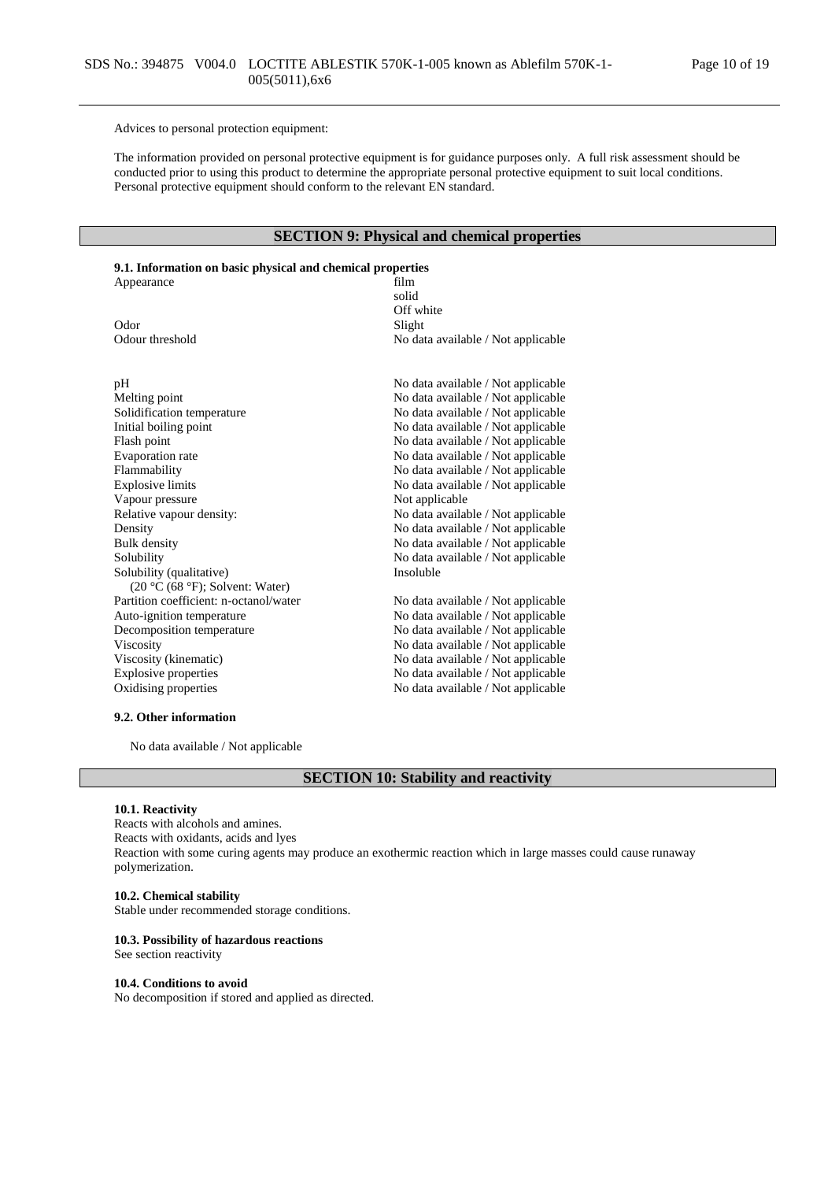Advices to personal protection equipment:

The information provided on personal protective equipment is for guidance purposes only. A full risk assessment should be conducted prior to using this product to determine the appropriate personal protective equipment to suit local conditions. Personal protective equipment should conform to the relevant EN standard.

## SECTION 9: Physical and chemical properties

### 9.1. Information on basic physical and chemical properties

| Property | Value |
|---|---|
| Appearance | film<br>solid<br>Off white |
| Odor | Slight |
| Odour threshold | No data available / Not applicable |
| pH | No data available / Not applicable |
| Melting point | No data available / Not applicable |
| Solidification temperature | No data available / Not applicable |
| Initial boiling point | No data available / Not applicable |
| Flash point | No data available / Not applicable |
| Evaporation rate | No data available / Not applicable |
| Flammability | No data available / Not applicable |
| Explosive limits | No data available / Not applicable |
| Vapour pressure | Not applicable |
| Relative vapour density: | No data available / Not applicable |
| Density | No data available / Not applicable |
| Bulk density | No data available / Not applicable |
| Solubility | No data available / Not applicable |
| Solubility (qualitative)<br>(20 °C (68 °F); Solvent: Water) | Insoluble |
| Partition coefficient: n-octanol/water | No data available / Not applicable |
| Auto-ignition temperature | No data available / Not applicable |
| Decomposition temperature | No data available / Not applicable |
| Viscosity | No data available / Not applicable |
| Viscosity (kinematic) | No data available / Not applicable |
| Explosive properties | No data available / Not applicable |
| Oxidising properties | No data available / Not applicable |

### 9.2. Other information

No data available / Not applicable

## SECTION 10: Stability and reactivity

### 10.1. Reactivity

Reacts with alcohols and amines.
Reacts with oxidants, acids and lyes
Reaction with some curing agents may produce an exothermic reaction which in large masses could cause runaway polymerization.

### 10.2. Chemical stability

Stable under recommended storage conditions.

### 10.3. Possibility of hazardous reactions

See section reactivity

### 10.4. Conditions to avoid

No decomposition if stored and applied as directed.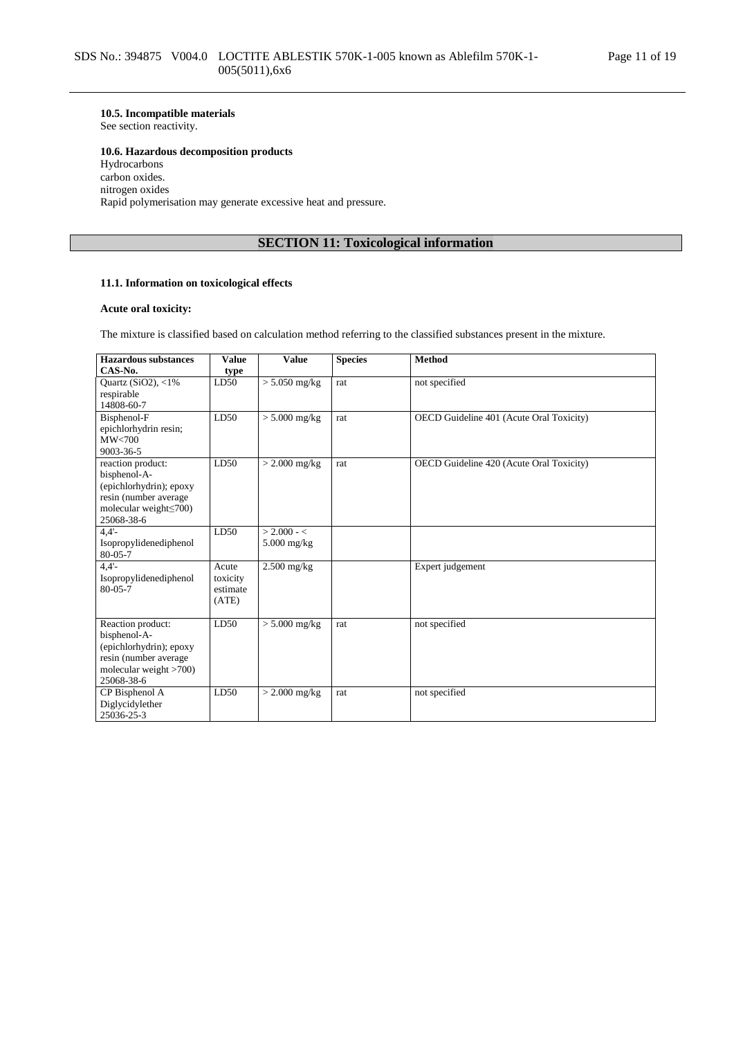**10.5. Incompatible materials**
See section reactivity.

**10.6. Hazardous decomposition products**
Hydrocarbons
carbon oxides.
nitrogen oxides
Rapid polymerisation may generate excessive heat and pressure.

## SECTION 11: Toxicological information

**11.1. Information on toxicological effects**

**Acute oral toxicity:**

The mixture is classified based on calculation method referring to the classified substances present in the mixture.

| Hazardous substances CAS-No. | Value type | Value | Species | Method |
|---|---|---|---|---|
| Quartz (SiO2), <1% respirable 14808-60-7 | LD50 | > 5.050 mg/kg | rat | not specified |
| Bisphenol-F epichlorhydrin resin; MW<700 9003-36-5 | LD50 | > 5.000 mg/kg | rat | OECD Guideline 401 (Acute Oral Toxicity) |
| reaction product: bisphenol-A-(epichlorhydrin); epoxy resin (number average molecular weight≤700) 25068-38-6 | LD50 | > 2.000 mg/kg | rat | OECD Guideline 420 (Acute Oral Toxicity) |
| 4,4'-Isopropylidenediphenol 80-05-7 | LD50 | > 2.000 - < 5.000 mg/kg | | |
| 4,4'-Isopropylidenediphenol 80-05-7 | Acute toxicity estimate (ATE) | 2.500 mg/kg | | Expert judgement |
| Reaction product: bisphenol-A-(epichlorhydrin); epoxy resin (number average molecular weight >700) 25068-38-6 | LD50 | > 5.000 mg/kg | rat | not specified |
| CP Bisphenol A Diglycidylether 25036-25-3 | LD50 | > 2.000 mg/kg | rat | not specified |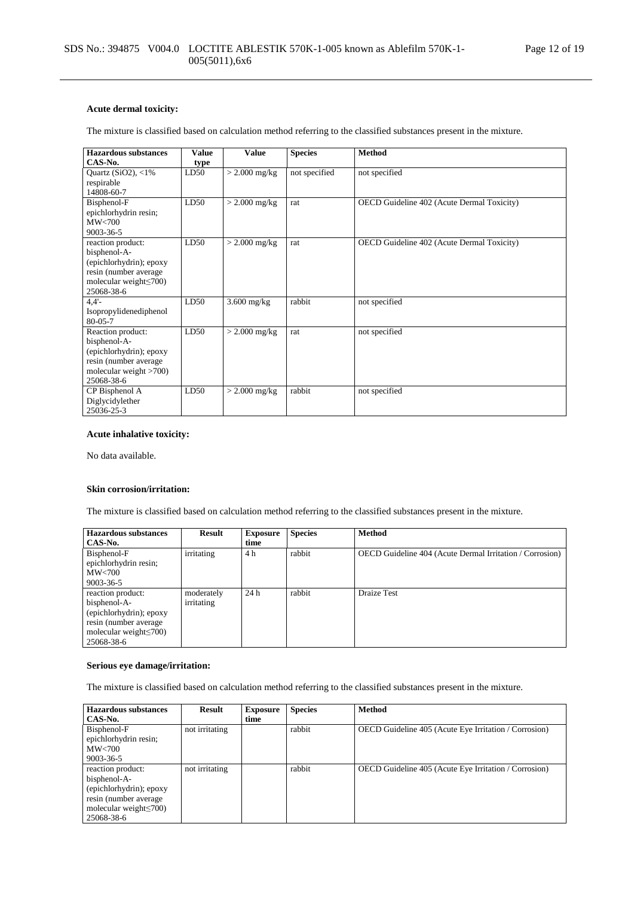**Acute dermal toxicity:**

The mixture is classified based on calculation method referring to the classified substances present in the mixture.

| Hazardous substances CAS-No. | Value type | Value | Species | Method |
|---|---|---|---|---|
| Quartz ($SiO_2$), <1% respirable 14808-60-7 | LD50 | > 2.000 mg/kg | not specified | not specified |
| Bisphenol-F epichlorhydrin resin; MW<700 9003-36-5 | LD50 | > 2.000 mg/kg | rat | OECD Guideline 402 (Acute Dermal Toxicity) |
| reaction product: bisphenol-A-(epichlorhydrin); epoxy resin (number average molecular weight≤700) 25068-38-6 | LD50 | > 2.000 mg/kg | rat | OECD Guideline 402 (Acute Dermal Toxicity) |
| 4,4'-Isopropylidenediphenol 80-05-7 | LD50 | 3.600 mg/kg | rabbit | not specified |
| Reaction product: bisphenol-A-(epichlorhydrin); epoxy resin (number average molecular weight >700) 25068-38-6 | LD50 | > 2.000 mg/kg | rat | not specified |
| CP Bisphenol A Diglycidylether 25036-25-3 | LD50 | > 2.000 mg/kg | rabbit | not specified |

**Acute inhalative toxicity:**

No data available.

**Skin corrosion/irritation:**

The mixture is classified based on calculation method referring to the classified substances present in the mixture.

| Hazardous substances CAS-No. | Result | Exposure time | Species | Method |
|---|---|---|---|---|
| Bisphenol-F epichlorhydrin resin; MW<700 9003-36-5 | irritating | 4 h | rabbit | OECD Guideline 404 (Acute Dermal Irritation / Corrosion) |
| reaction product: bisphenol-A-(epichlorhydrin); epoxy resin (number average molecular weight≤700) 25068-38-6 | moderately irritating | 24 h | rabbit | Draize Test |

**Serious eye damage/irritation:**

The mixture is classified based on calculation method referring to the classified substances present in the mixture.

| Hazardous substances CAS-No. | Result | Exposure time | Species | Method |
|---|---|---|---|---|
| Bisphenol-F epichlorhydrin resin; MW<700 9003-36-5 | not irritating | | rabbit | OECD Guideline 405 (Acute Eye Irritation / Corrosion) |
| reaction product: bisphenol-A-(epichlorhydrin); epoxy resin (number average molecular weight≤700) 25068-38-6 | not irritating | | rabbit | OECD Guideline 405 (Acute Eye Irritation / Corrosion) |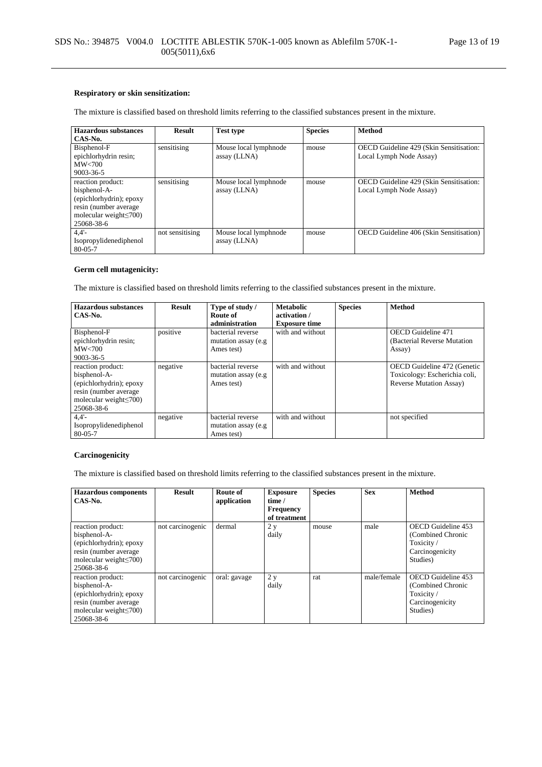**Respiratory or skin sensitization:**

The mixture is classified based on threshold limits referring to the classified substances present in the mixture.

| Hazardous substances CAS-No. | Result | Test type | Species | Method |
|---|---|---|---|---|
| Bisphenol-F epichlorhydrin resin; MW<700 9003-36-5 | sensitising | Mouse local lymphnode assay (LLNA) | mouse | OECD Guideline 429 (Skin Sensitisation: Local Lymph Node Assay) |
| reaction product: bisphenol-A-(epichlorhydrin); epoxy resin (number average molecular weight≤700) 25068-38-6 | sensitising | Mouse local lymphnode assay (LLNA) | mouse | OECD Guideline 429 (Skin Sensitisation: Local Lymph Node Assay) |
| 4,4'-Isopropylidenediphenol 80-05-7 | not sensitising | Mouse local lymphnode assay (LLNA) | mouse | OECD Guideline 406 (Skin Sensitisation) |

**Germ cell mutagenicity:**

The mixture is classified based on threshold limits referring to the classified substances present in the mixture.

| Hazardous substances CAS-No. | Result | Type of study / Route of administration | Metabolic activation / Exposure time | Species | Method |
|---|---|---|---|---|---|
| Bisphenol-F epichlorhydrin resin; MW<700 9003-36-5 | positive | bacterial reverse mutation assay (e.g Ames test) | with and without | | OECD Guideline 471 (Bacterial Reverse Mutation Assay) |
| reaction product: bisphenol-A-(epichlorhydrin); epoxy resin (number average molecular weight≤700) 25068-38-6 | negative | bacterial reverse mutation assay (e.g Ames test) | with and without | | OECD Guideline 472 (Genetic Toxicology: Escherichia coli, Reverse Mutation Assay) |
| 4,4'-Isopropylidenediphenol 80-05-7 | negative | bacterial reverse mutation assay (e.g Ames test) | with and without | | not specified |

**Carcinogenicity**

The mixture is classified based on threshold limits referring to the classified substances present in the mixture.

| Hazardous components CAS-No. | Result | Route of application | Exposure time / Frequency of treatment | Species | Sex | Method |
|---|---|---|---|---|---|---|
| reaction product: bisphenol-A-(epichlorhydrin); epoxy resin (number average molecular weight≤700) 25068-38-6 | not carcinogenic | dermal | 2 y daily | mouse | male | OECD Guideline 453 (Combined Chronic Toxicity / Carcinogenicity Studies) |
| reaction product: bisphenol-A-(epichlorhydrin); epoxy resin (number average molecular weight≤700) 25068-38-6 | not carcinogenic | oral: gavage | 2 y daily | rat | male/female | OECD Guideline 453 (Combined Chronic Toxicity / Carcinogenicity Studies) |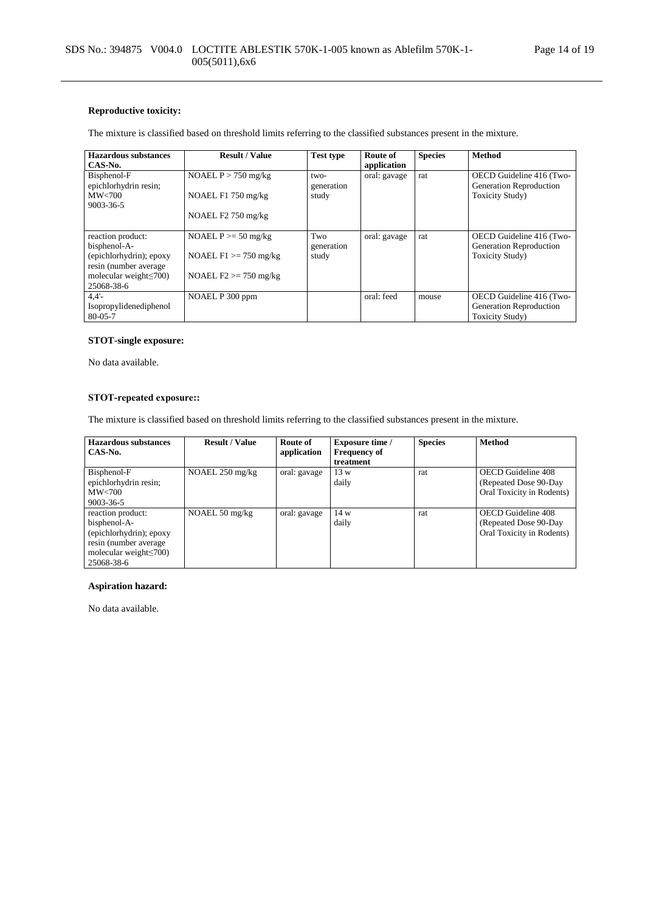**Reproductive toxicity:**

The mixture is classified based on threshold limits referring to the classified substances present in the mixture.

| Hazardous substances CAS-No. | Result / Value | Test type | Route of application | Species | Method |
|---|---|---|---|---|---|
| Bisphenol-F epichlorhydrin resin; MW<700 9003-36-5 | NOAEL P > 750 mg/kg<br><br>NOAEL F1 750 mg/kg<br><br>NOAEL F2 750 mg/kg | two-generation study | oral: gavage | rat | OECD Guideline 416 (Two-Generation Reproduction Toxicity Study) |
| reaction product: bisphenol-A-(epichlorhydrin); epoxy resin (number average molecular weight≤700) 25068-38-6 | NOAEL P >= 50 mg/kg<br><br>NOAEL F1 >= 750 mg/kg<br><br>NOAEL F2 >= 750 mg/kg | Two generation study | oral: gavage | rat | OECD Guideline 416 (Two-Generation Reproduction Toxicity Study) |
| 4,4'-Isopropylidenediphenol 80-05-7 | NOAEL P 300 ppm | | oral: feed | mouse | OECD Guideline 416 (Two-Generation Reproduction Toxicity Study) |

**STOT-single exposure:**

No data available.

**STOT-repeated exposure::**

The mixture is classified based on threshold limits referring to the classified substances present in the mixture.

| Hazardous substances CAS-No. | Result / Value | Route of application | Exposure time / Frequency of treatment | Species | Method |
|---|---|---|---|---|---|
| Bisphenol-F epichlorhydrin resin; MW<700 9003-36-5 | NOAEL 250 mg/kg | oral: gavage | 13 w daily | rat | OECD Guideline 408 (Repeated Dose 90-Day Oral Toxicity in Rodents) |
| reaction product: bisphenol-A-(epichlorhydrin); epoxy resin (number average molecular weight≤700) 25068-38-6 | NOAEL 50 mg/kg | oral: gavage | 14 w daily | rat | OECD Guideline 408 (Repeated Dose 90-Day Oral Toxicity in Rodents) |

**Aspiration hazard:**

No data available.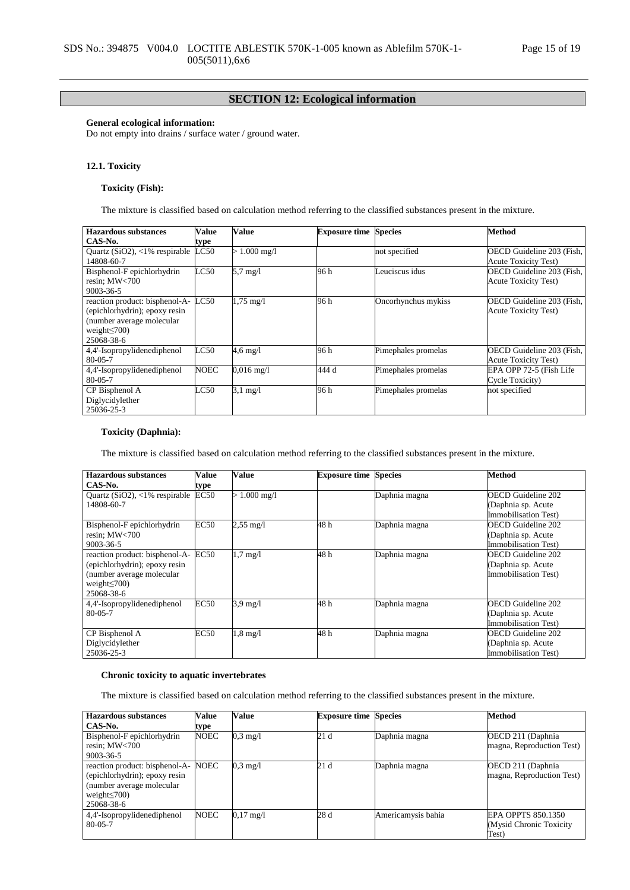## SECTION 12: Ecological information

**General ecological information:**
Do not empty into drains / surface water / ground water.

### 12.1. Toxicity

#### Toxicity (Fish):

The mixture is classified based on calculation method referring to the classified substances present in the mixture.

| Hazardous substances CAS-No. | Value type | Value | Exposure time | Species | Method |
|---|---|---|---|---|---|
| Quartz ($SiO_2$), <1% respirable 14808-60-7 | LC50 | > 1.000 mg/l | | not specified | OECD Guideline 203 (Fish, Acute Toxicity Test) |
| Bisphenol-F epichlorhydrin resin; MW<700 9003-36-5 | LC50 | 5,7 mg/l | 96 h | Leuciscus idus | OECD Guideline 203 (Fish, Acute Toxicity Test) |
| reaction product: bisphenol-A-(epichlorhydrin); epoxy resin (number average molecular weight≤700) 25068-38-6 | LC50 | 1,75 mg/l | 96 h | Oncorhynchus mykiss | OECD Guideline 203 (Fish, Acute Toxicity Test) |
| 4,4'-Isopropylidenediphenol 80-05-7 | LC50 | 4,6 mg/l | 96 h | Pimephales promelas | OECD Guideline 203 (Fish, Acute Toxicity Test) |
| 4,4'-Isopropylidenediphenol 80-05-7 | NOEC | 0,016 mg/l | 444 d | Pimephales promelas | EPA OPP 72-5 (Fish Life Cycle Toxicity) |
| CP Bisphenol A Diglycidylether 25036-25-3 | LC50 | 3,1 mg/l | 96 h | Pimephales promelas | not specified |

#### Toxicity (Daphnia):

The mixture is classified based on calculation method referring to the classified substances present in the mixture.

| Hazardous substances CAS-No. | Value type | Value | Exposure time | Species | Method |
|---|---|---|---|---|---|
| Quartz ($SiO_2$), <1% respirable 14808-60-7 | EC50 | > 1.000 mg/l | | Daphnia magna | OECD Guideline 202 (Daphnia sp. Acute Immobilisation Test) |
| Bisphenol-F epichlorhydrin resin; MW<700 9003-36-5 | EC50 | 2,55 mg/l | 48 h | Daphnia magna | OECD Guideline 202 (Daphnia sp. Acute Immobilisation Test) |
| reaction product: bisphenol-A-(epichlorhydrin); epoxy resin (number average molecular weight≤700) 25068-38-6 | EC50 | 1,7 mg/l | 48 h | Daphnia magna | OECD Guideline 202 (Daphnia sp. Acute Immobilisation Test) |
| 4,4'-Isopropylidenediphenol 80-05-7 | EC50 | 3,9 mg/l | 48 h | Daphnia magna | OECD Guideline 202 (Daphnia sp. Acute Immobilisation Test) |
| CP Bisphenol A Diglycidylether 25036-25-3 | EC50 | 1,8 mg/l | 48 h | Daphnia magna | OECD Guideline 202 (Daphnia sp. Acute Immobilisation Test) |

#### Chronic toxicity to aquatic invertebrates

The mixture is classified based on calculation method referring to the classified substances present in the mixture.

| Hazardous substances CAS-No. | Value type | Value | Exposure time | Species | Method |
|---|---|---|---|---|---|
| Bisphenol-F epichlorhydrin resin; MW<700 9003-36-5 | NOEC | 0,3 mg/l | 21 d | Daphnia magna | OECD 211 (Daphnia magna, Reproduction Test) |
| reaction product: bisphenol-A-(epichlorhydrin); epoxy resin (number average molecular weight≤700) 25068-38-6 | NOEC | 0,3 mg/l | 21 d | Daphnia magna | OECD 211 (Daphnia magna, Reproduction Test) |
| 4,4'-Isopropylidenediphenol 80-05-7 | NOEC | 0,17 mg/l | 28 d | Americamysis bahia | EPA OPPTS 850.1350 (Mysid Chronic Toxicity Test) |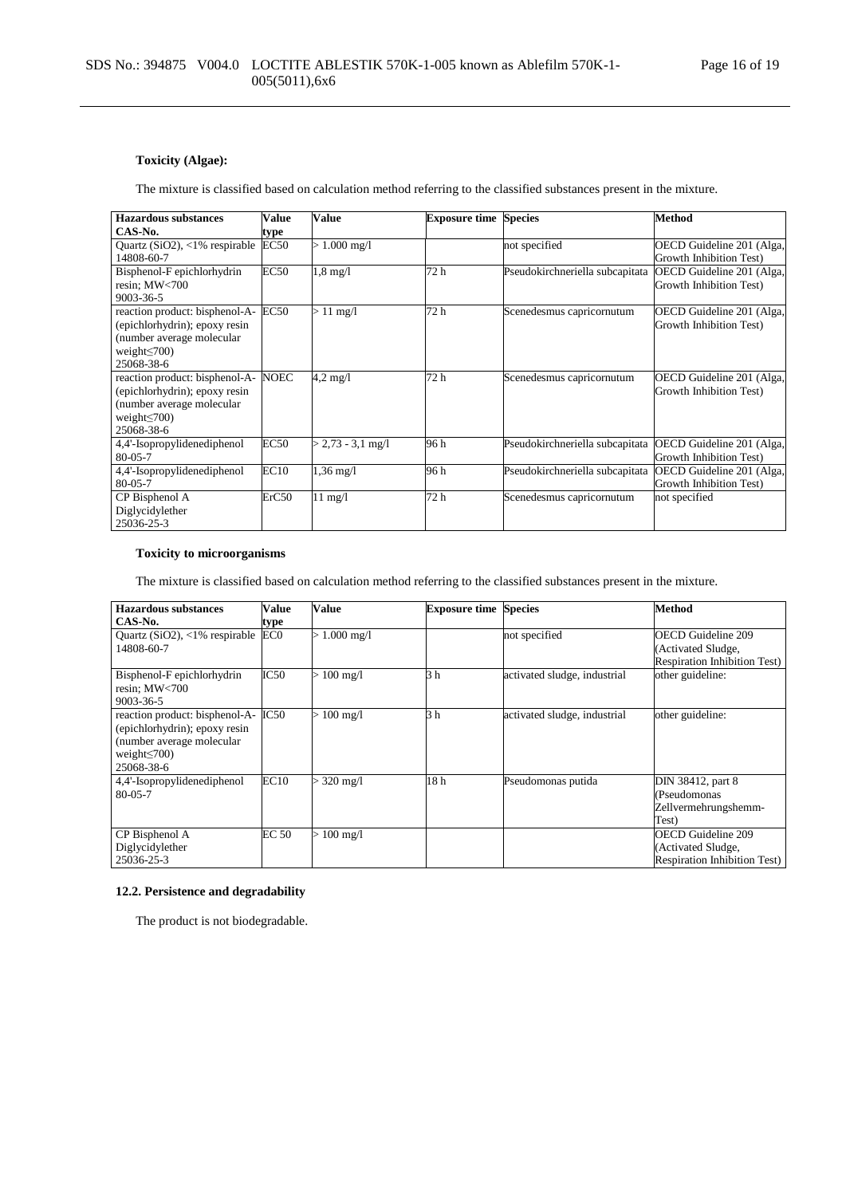**Toxicity (Algae):**

The mixture is classified based on calculation method referring to the classified substances present in the mixture.

| Hazardous substances CAS-No. | Value type | Value | Exposure time | Species | Method |
|---|---|---|---|---|---|
| Quartz ($SiO_2$), <1% respirable 14808-60-7 | EC50 | > 1.000 mg/l | | not specified | OECD Guideline 201 (Alga, Growth Inhibition Test) |
| Bisphenol-F epichlorhydrin resin; MW<700 9003-36-5 | EC50 | 1,8 mg/l | 72 h | Pseudokirchneriella subcapitata | OECD Guideline 201 (Alga, Growth Inhibition Test) |
| reaction product: bisphenol-A-(epichlorhydrin); epoxy resin (number average molecular weight≤700) 25068-38-6 | EC50 | > 11 mg/l | 72 h | Scenedesmus capricornutum | OECD Guideline 201 (Alga, Growth Inhibition Test) |
| reaction product: bisphenol-A-(epichlorhydrin); epoxy resin (number average molecular weight≤700) 25068-38-6 | NOEC | 4,2 mg/l | 72 h | Scenedesmus capricornutum | OECD Guideline 201 (Alga, Growth Inhibition Test) |
| 4,4'-Isopropylidenediphenol 80-05-7 | EC50 | > 2,73 - 3,1 mg/l | 96 h | Pseudokirchneriella subcapitata | OECD Guideline 201 (Alga, Growth Inhibition Test) |
| 4,4'-Isopropylidenediphenol 80-05-7 | EC10 | 1,36 mg/l | 96 h | Pseudokirchneriella subcapitata | OECD Guideline 201 (Alga, Growth Inhibition Test) |
| CP Bisphenol A Diglycidylether 25036-25-3 | ErC50 | 11 mg/l | 72 h | Scenedesmus capricornutum | not specified |

**Toxicity to microorganisms**

The mixture is classified based on calculation method referring to the classified substances present in the mixture.

| Hazardous substances CAS-No. | Value type | Value | Exposure time | Species | Method |
|---|---|---|---|---|---|
| Quartz ($SiO_2$), <1% respirable 14808-60-7 | EC0 | > 1.000 mg/l | | not specified | OECD Guideline 209 (Activated Sludge, Respiration Inhibition Test) |
| Bisphenol-F epichlorhydrin resin; MW<700 9003-36-5 | IC50 | > 100 mg/l | 3 h | activated sludge, industrial | other guideline: |
| reaction product: bisphenol-A-(epichlorhydrin); epoxy resin (number average molecular weight≤700) 25068-38-6 | IC50 | > 100 mg/l | 3 h | activated sludge, industrial | other guideline: |
| 4,4'-Isopropylidenediphenol 80-05-7 | EC10 | > 320 mg/l | 18 h | Pseudomonas putida | DIN 38412, part 8 (Pseudomonas Zellvermehrungshemm-Test) |
| CP Bisphenol A Diglycidylether 25036-25-3 | EC 50 | > 100 mg/l | | | OECD Guideline 209 (Activated Sludge, Respiration Inhibition Test) |

**12.2. Persistence and degradability**

The product is not biodegradable.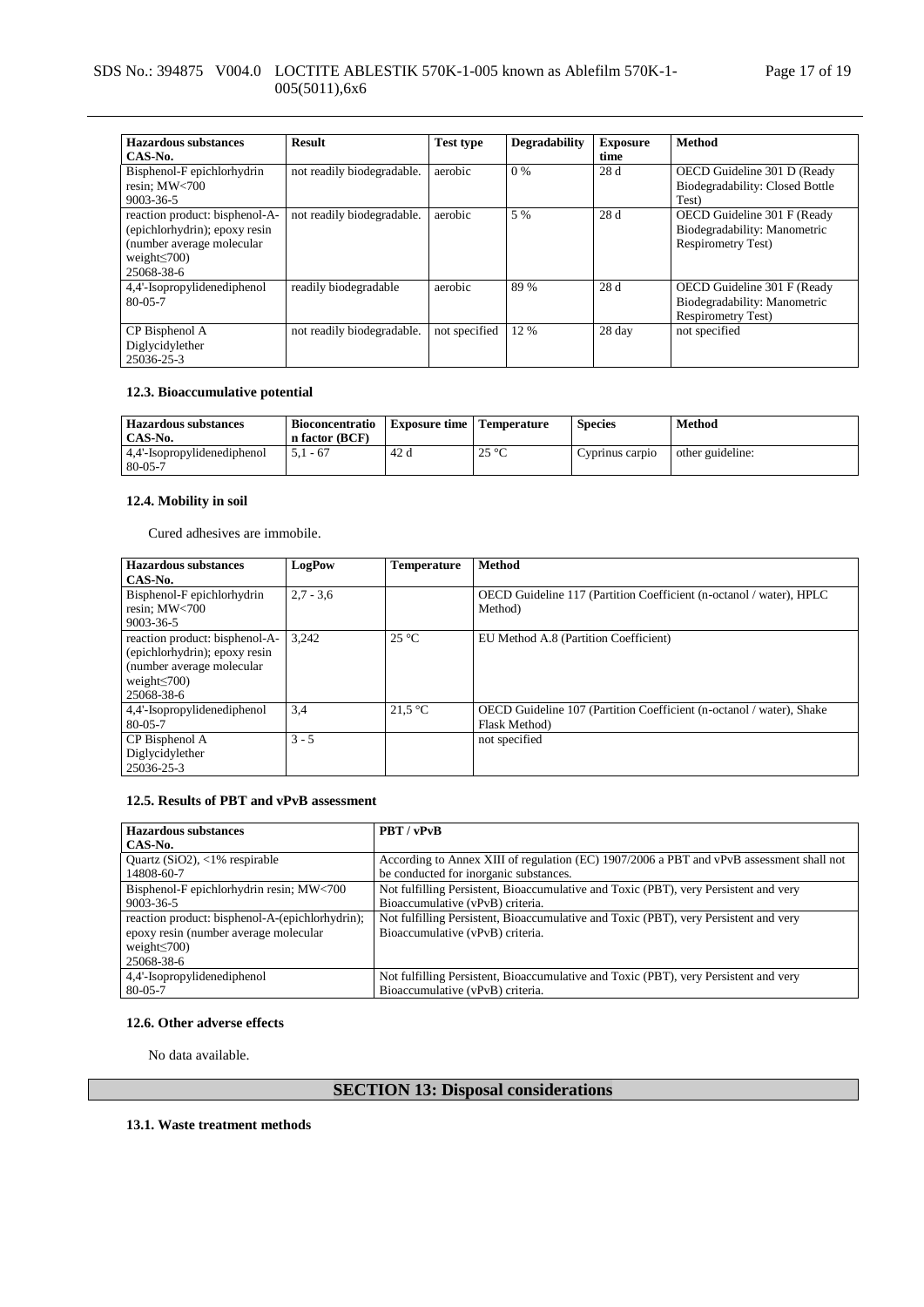| Hazardous substances CAS-No. | Result | Test type | Degradability | Exposure time | Method |
|---|---|---|---|---|---|
| Bisphenol-F epichlorhydrin resin; MW<700 9003-36-5 | not readily biodegradable. | aerobic | 0 % | 28 d | OECD Guideline 301 D (Ready Biodegradability: Closed Bottle Test) |
| reaction product: bisphenol-A-(epichlorhydrin); epoxy resin (number average molecular weight≤700) 25068-38-6 | not readily biodegradable. | aerobic | 5 % | 28 d | OECD Guideline 301 F (Ready Biodegradability: Manometric Respirometry Test) |
| 4,4'-Isopropylidenediphenol 80-05-7 | readily biodegradable | aerobic | 89 % | 28 d | OECD Guideline 301 F (Ready Biodegradability: Manometric Respirometry Test) |
| CP Bisphenol A Diglycidylether 25036-25-3 | not readily biodegradable. | not specified | 12 % | 28 day | not specified |

### 12.3. Bioaccumulative potential

| Hazardous substances CAS-No. | Bioconcentration factor (BCF) | Exposure time | Temperature | Species | Method |
|---|---|---|---|---|---|
| 4,4'-Isopropylidenediphenol 80-05-7 | 5,1 - 67 | 42 d | 25 °C | Cyprinus carpio | other guideline: |

### 12.4. Mobility in soil

Cured adhesives are immobile.

| Hazardous substances CAS-No. | LogPow | Temperature | Method |
|---|---|---|---|
| Bisphenol-F epichlorhydrin resin; MW<700 9003-36-5 | 2,7 - 3,6 | | OECD Guideline 117 (Partition Coefficient (n-octanol / water), HPLC Method) |
| reaction product: bisphenol-A-(epichlorhydrin); epoxy resin (number average molecular weight≤700) 25068-38-6 | 3,242 | 25 °C | EU Method A.8 (Partition Coefficient) |
| 4,4'-Isopropylidenediphenol 80-05-7 | 3,4 | 21,5 °C | OECD Guideline 107 (Partition Coefficient (n-octanol / water), Shake Flask Method) |
| CP Bisphenol A Diglycidylether 25036-25-3 | 3 - 5 | | not specified |

### 12.5. Results of PBT and vPvB assessment

| Hazardous substances CAS-No. | PBT / vPvB |
|---|---|
| Quartz ($SiO_2$), <1% respirable 14808-60-7 | According to Annex XIII of regulation (EC) 1907/2006 a PBT and vPvB assessment shall not be conducted for inorganic substances. |
| Bisphenol-F epichlorhydrin resin; MW<700 9003-36-5 | Not fulfilling Persistent, Bioaccumulative and Toxic (PBT), very Persistent and very Bioaccumulative (vPvB) criteria. |
| reaction product: bisphenol-A-(epichlorhydrin); epoxy resin (number average molecular weight≤700) 25068-38-6 | Not fulfilling Persistent, Bioaccumulative and Toxic (PBT), very Persistent and very Bioaccumulative (vPvB) criteria. |
| 4,4'-Isopropylidenediphenol 80-05-7 | Not fulfilling Persistent, Bioaccumulative and Toxic (PBT), very Persistent and very Bioaccumulative (vPvB) criteria. |

### 12.6. Other adverse effects

No data available.

## SECTION 13: Disposal considerations

### 13.1. Waste treatment methods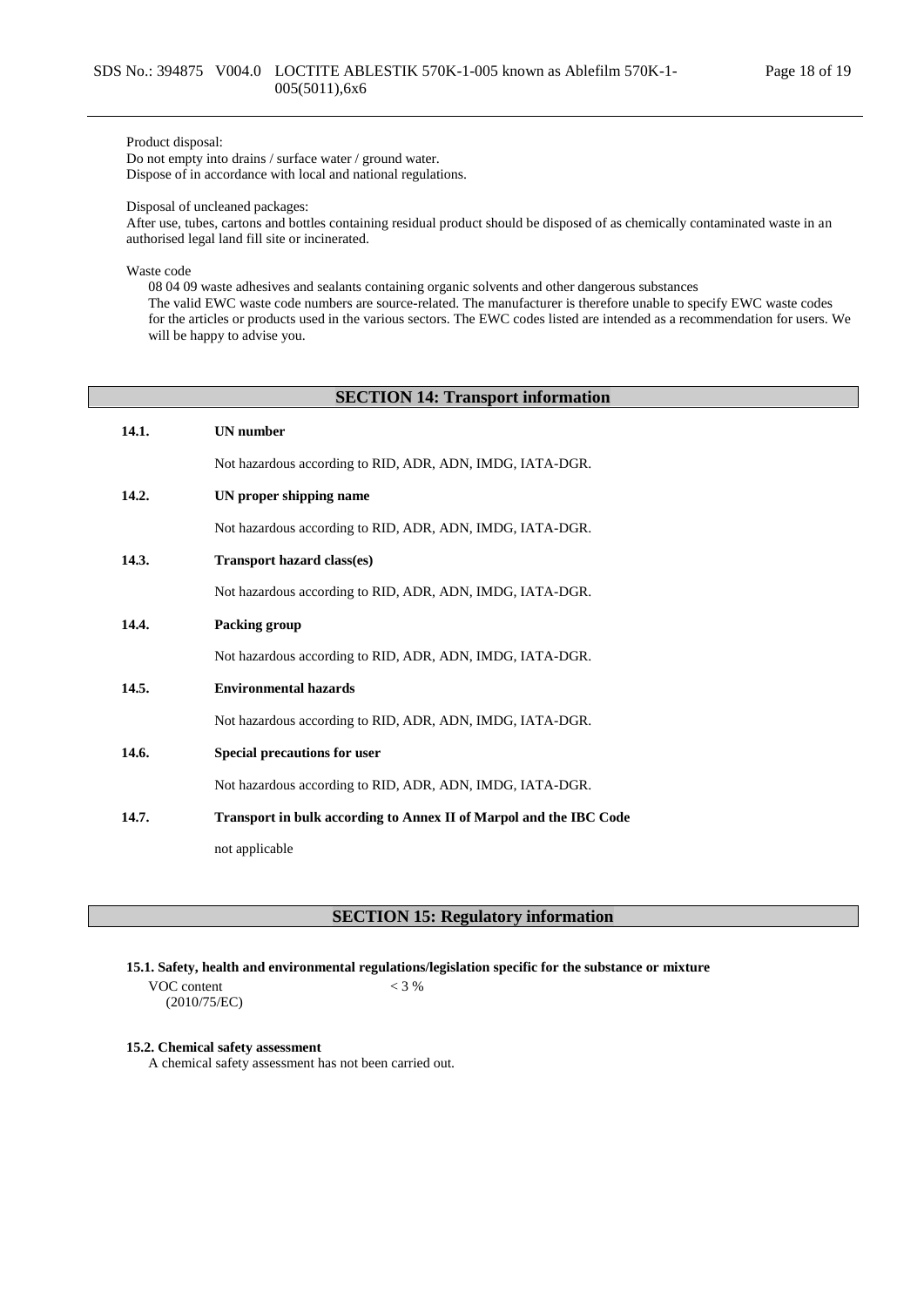Product disposal:
Do not empty into drains / surface water / ground water.
Dispose of in accordance with local and national regulations.

Disposal of uncleaned packages:
After use, tubes, cartons and bottles containing residual product should be disposed of as chemically contaminated waste in an authorised legal land fill site or incinerated.

Waste code
08 04 09 waste adhesives and sealants containing organic solvents and other dangerous substances
The valid EWC waste code numbers are source-related. The manufacturer is therefore unable to specify EWC waste codes for the articles or products used in the various sectors. The EWC codes listed are intended as a recommendation for users. We will be happy to advise you.

## SECTION 14: Transport information

**14.1. UN number**

Not hazardous according to RID, ADR, ADN, IMDG, IATA-DGR.

**14.2. UN proper shipping name**

Not hazardous according to RID, ADR, ADN, IMDG, IATA-DGR.

**14.3. Transport hazard class(es)**

Not hazardous according to RID, ADR, ADN, IMDG, IATA-DGR.

**14.4. Packing group**

Not hazardous according to RID, ADR, ADN, IMDG, IATA-DGR.

**14.5. Environmental hazards**

Not hazardous according to RID, ADR, ADN, IMDG, IATA-DGR.

**14.6. Special precautions for user**

Not hazardous according to RID, ADR, ADN, IMDG, IATA-DGR.

**14.7. Transport in bulk according to Annex II of Marpol and the IBC Code**

not applicable

## SECTION 15: Regulatory information

**15.1. Safety, health and environmental regulations/legislation specific for the substance or mixture**

VOC content (2010/75/EC) < 3 %

**15.2. Chemical safety assessment**
A chemical safety assessment has not been carried out.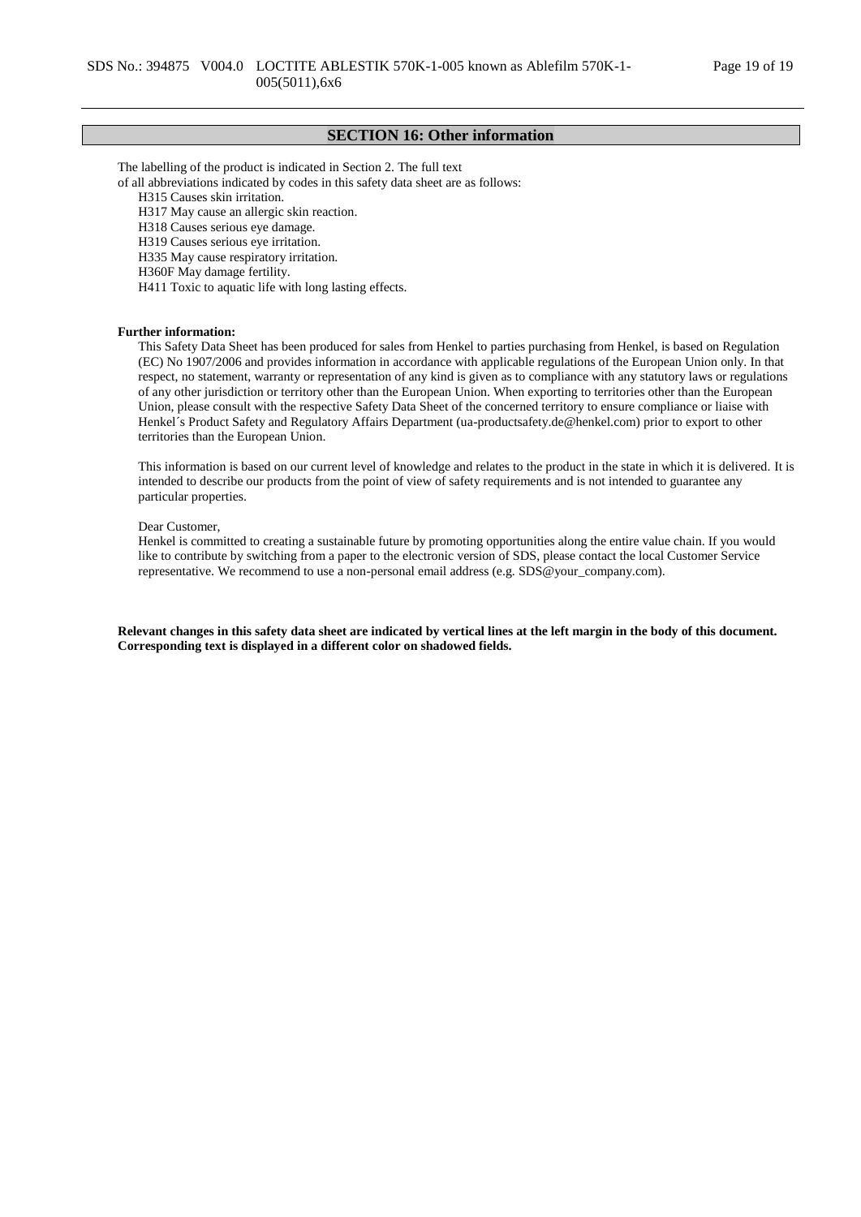## SECTION 16: Other information

The labelling of the product is indicated in Section 2. The full text of all abbreviations indicated by codes in this safety data sheet are as follows:

H315 Causes skin irritation.
H317 May cause an allergic skin reaction.
H318 Causes serious eye damage.
H319 Causes serious eye irritation.
H335 May cause respiratory irritation.
H360F May damage fertility.
H411 Toxic to aquatic life with long lasting effects.

**Further information:**

This Safety Data Sheet has been produced for sales from Henkel to parties purchasing from Henkel, is based on Regulation (EC) No 1907/2006 and provides information in accordance with applicable regulations of the European Union only. In that respect, no statement, warranty or representation of any kind is given as to compliance with any statutory laws or regulations of any other jurisdiction or territory other than the European Union. When exporting to territories other than the European Union, please consult with the respective Safety Data Sheet of the concerned territory to ensure compliance or liaise with Henkel´s Product Safety and Regulatory Affairs Department (ua-productsafety.de@henkel.com) prior to export to other territories than the European Union.

This information is based on our current level of knowledge and relates to the product in the state in which it is delivered. It is intended to describe our products from the point of view of safety requirements and is not intended to guarantee any particular properties.

Dear Customer,
Henkel is committed to creating a sustainable future by promoting opportunities along the entire value chain. If you would like to contribute by switching from a paper to the electronic version of SDS, please contact the local Customer Service representative. We recommend to use a non-personal email address (e.g. SDS@your_company.com).

**Relevant changes in this safety data sheet are indicated by vertical lines at the left margin in the body of this document. Corresponding text is displayed in a different color on shadowed fields.**